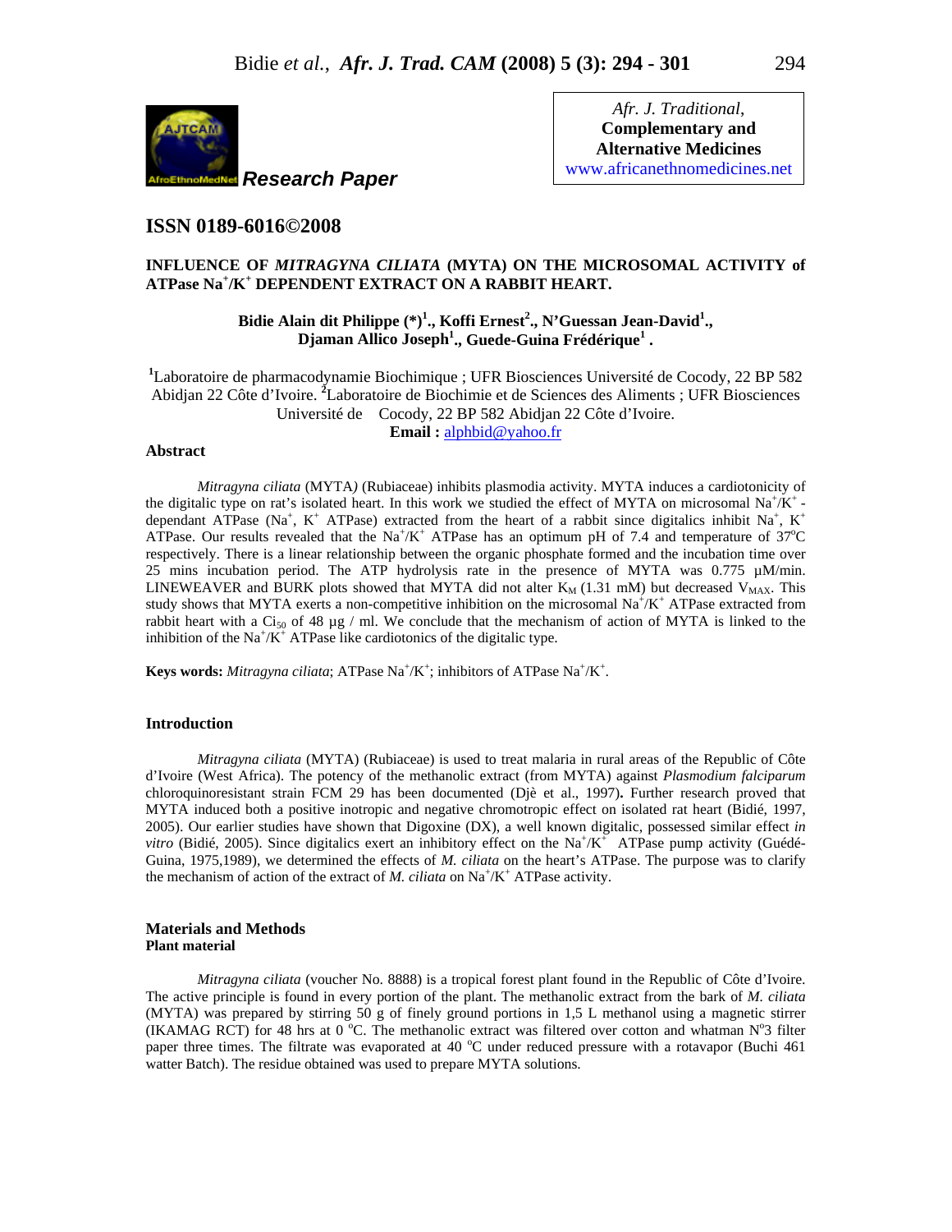Research Paper

**Afr. J. Traditional, Complementary and Alternative Medicines**
www.africanethnomedicines.net

**ISSN 0189-6016©2008**

## INFLUENCE OF *MITRAGYNA CILIATA* (MYTA) ON THE MICROSOMAL ACTIVITY of ATPase $Na^+/K^+$ DEPENDENT EXTRACT ON A RABBIT HEART.

**Bidie Alain dit Philippe (\*)[1]., Koffi Ernest[2]., N'Guessan Jean-David[1]., Djaman Allico Joseph[1]., Guede-Guina Frédérique[1] .**

[1]Laboratoire de pharmacodynamie Biochimique ; UFR Biosciences Université de Cocody, 22 BP 582 Abidjan 22 Côte d'Ivoire. [2]Laboratoire de Biochimie et de Sciences des Aliments ; UFR Biosciences Université de Cocody, 22 BP 582 Abidjan 22 Côte d'Ivoire.
**Email :** alphbid@yahoo.fr

### Abstract

*Mitragyna ciliata* (MYTA*)* (Rubiaceae) inhibits plasmodia activity. MYTA induces a cardiotonicity of the digitalic type on rat's isolated heart. In this work we studied the effect of MYTA on microsomal $Na^+/K^+$ -dependant ATPase ($Na^+$, $K^+$ ATPase) extracted from the heart of a rabbit since digitalics inhibit $Na^+$, $K^+$ ATPase. Our results revealed that the $Na^+/K^+$ ATPase has an optimum pH of 7.4 and temperature of 37°C respectively. There is a linear relationship between the organic phosphate formed and the incubation time over 25 mins incubation period. The ATP hydrolysis rate in the presence of MYTA was 0.775 µM/min. LINEWEAVER and BURK plots showed that MYTA did not alter $K_M$ (1.31 mM) but decreased $V_{MAX}$. This study shows that MYTA exerts a non-competitive inhibition on the microsomal $Na^+/K^+$ ATPase extracted from rabbit heart with a $Ci_{50}$ of 48 µg / ml. We conclude that the mechanism of action of MYTA is linked to the inhibition of the $Na^+/K^+$ ATPase like cardiotonics of the digitalic type.

**Keys words:** *Mitragyna ciliata*; ATPase $Na^+/K^+$; inhibitors of ATPase $Na^+/K^+$.

### Introduction

*Mitragyna ciliata* (MYTA) (Rubiaceae) is used to treat malaria in rural areas of the Republic of Côte d'Ivoire (West Africa). The potency of the methanolic extract (from MYTA) against *Plasmodium falciparum* chloroquinoresistant strain FCM 29 has been documented (Djè et al., 1997)**.** Further research proved that MYTA induced both a positive inotropic and negative chromotropic effect on isolated rat heart (Bidié, 1997, 2005). Our earlier studies have shown that Digoxine (DX), a well known digitalic, possessed similar effect *in vitro* (Bidié, 2005). Since digitalics exert an inhibitory effect on the $Na^+/K^+$ ATPase pump activity (Guédé-Guina, 1975,1989), we determined the effects of *M. ciliata* on the heart's ATPase. The purpose was to clarify the mechanism of action of the extract of *M. ciliata* on $Na^+/K^+$ ATPase activity.

### Materials and Methods

#### Plant material

*Mitragyna ciliata* (voucher No. 8888) is a tropical forest plant found in the Republic of Côte d'Ivoire. The active principle is found in every portion of the plant. The methanolic extract from the bark of *M. ciliata* (MYTA) was prepared by stirring 50 g of finely ground portions in 1,5 L methanol using a magnetic stirrer (IKAMAG RCT) for 48 hrs at 0 °C. The methanolic extract was filtered over cotton and whatman N°3 filter paper three times. The filtrate was evaporated at 40 °C under reduced pressure with a rotavapor (Buchi 461 watter Batch). The residue obtained was used to prepare MYTA solutions.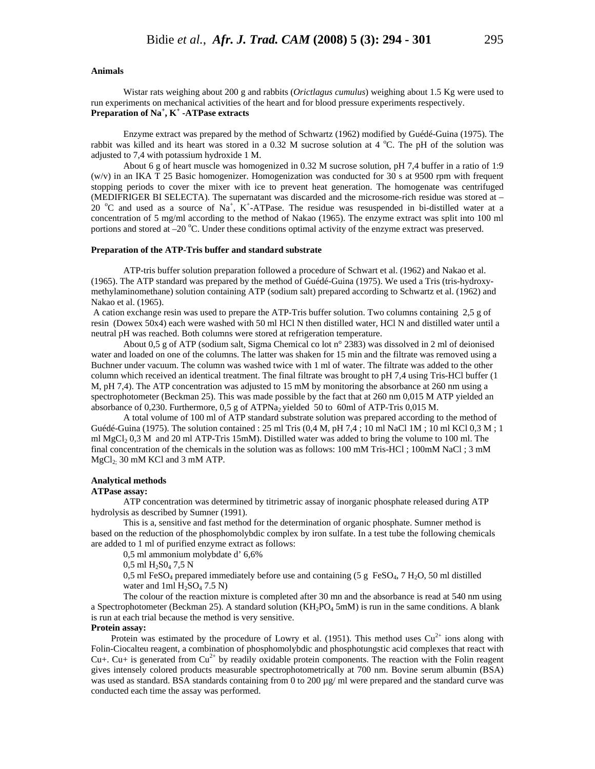**Animals**

Wistar rats weighing about 200 g and rabbits (*Orictlagus cumulus*) weighing about 1.5 Kg were used to run experiments on mechanical activities of the heart and for blood pressure experiments respectively.

**Preparation of $Na^+$, $K^+$ -ATPase extracts**

Enzyme extract was prepared by the method of Schwartz (1962) modified by Guédé-Guina (1975). The rabbit was killed and its heart was stored in a 0.32 M sucrose solution at 4 °C. The pH of the solution was adjusted to 7,4 with potassium hydroxide 1 M.

About 6 g of heart muscle was homogenized in 0.32 M sucrose solution, pH 7,4 buffer in a ratio of 1:9 (w/v) in an IKA T 25 Basic homogenizer. Homogenization was conducted for 30 s at 9500 rpm with frequent stopping periods to cover the mixer with ice to prevent heat generation. The homogenate was centrifuged (MEDIFRIGER BI SELECTA). The supernatant was discarded and the microsome-rich residue was stored at –20 °C and used as a source of $Na^+$, $K^+$-ATPase. The residue was resuspended in bi-distilled water at a concentration of 5 mg/ml according to the method of Nakao (1965). The enzyme extract was split into 100 ml portions and stored at –20 °C. Under these conditions optimal activity of the enzyme extract was preserved.

**Preparation of the ATP-Tris buffer and standard substrate**

ATP-tris buffer solution preparation followed a procedure of Schwart et al. (1962) and Nakao et al. (1965). The ATP standard was prepared by the method of Guédé-Guina (1975). We used a Tris (tris-hydroxy-methylaminomethane) solution containing ATP (sodium salt) prepared according to Schwartz et al. (1962) and Nakao et al. (1965).

A cation exchange resin was used to prepare the ATP-Tris buffer solution. Two columns containing 2,5 g of resin (Dowex 50x4) each were washed with 50 ml HCl N then distilled water, HCl N and distilled water until a neutral pH was reached. Both columns were stored at refrigeration temperature.

About 0,5 g of ATP (sodium salt, Sigma Chemical co lot n° 2383) was dissolved in 2 ml of deionised water and loaded on one of the columns. The latter was shaken for 15 min and the filtrate was removed using a Buchner under vacuum. The column was washed twice with 1 ml of water. The filtrate was added to the other column which received an identical treatment. The final filtrate was brought to pH 7,4 using Tris-HCl buffer (1 M, pH 7,4). The ATP concentration was adjusted to 15 mM by monitoring the absorbance at 260 nm using a spectrophotometer (Beckman 25). This was made possible by the fact that at 260 nm 0,015 M ATP yielded an absorbance of 0,230. Furthermore, 0,5 g of $ATPNa_2$ yielded 50 to 60ml of ATP-Tris 0,015 M.

A total volume of 100 ml of ATP standard substrate solution was prepared according to the method of Guédé-Guina (1975). The solution contained : 25 ml Tris (0,4 M, pH 7,4 ; 10 ml NaCl 1M ; 10 ml KCl 0,3 M ; 1 ml $MgCl_2$ 0,3 M and 20 ml ATP-Tris 15mM). Distilled water was added to bring the volume to 100 ml. The final concentration of the chemicals in the solution was as follows: 100 mM Tris-HCl ; 100mM NaCl ; 3 mM $MgCl_2$; 30 mM KCl and 3 mM ATP.

**Analytical methods**

**ATPase assay:**

ATP concentration was determined by titrimetric assay of inorganic phosphate released during ATP hydrolysis as described by Sumner (1991).

This is a, sensitive and fast method for the determination of organic phosphate. Sumner method is based on the reduction of the phosphomolybdic complex by iron sulfate. In a test tube the following chemicals are added to 1 ml of purified enzyme extract as follows:

0,5 ml ammonium molybdate d' 6,6%

0,5 ml $H_2S0_4$ 7,5 N

0,5 ml $FeSO_4$ prepared immediately before use and containing (5 g $FeSO_4$, 7 $H_2O$, 50 ml distilled water and 1ml $H_2SO_4$ 7.5 N)

The colour of the reaction mixture is completed after 30 mn and the absorbance is read at 540 nm using a Spectrophotometer (Beckman 25). A standard solution ($KH_2PO_4$ 5mM) is run in the same conditions. A blank is run at each trial because the method is very sensitive.

**Protein assay:**

Protein was estimated by the procedure of Lowry et al. (1951). This method uses $Cu^{2+}$ ions along with Folin-Ciocalteu reagent, a combination of phosphomolybdic and phosphotungstic acid complexes that react with $Cu^+$. $Cu^+$ is generated from $Cu^{2+}$ by readily oxidable protein components. The reaction with the Folin reagent gives intensely colored products measurable spectrophotometrically at 700 nm. Bovine serum albumin (BSA) was used as standard. BSA standards containing from 0 to 200 µg/ ml were prepared and the standard curve was conducted each time the assay was performed.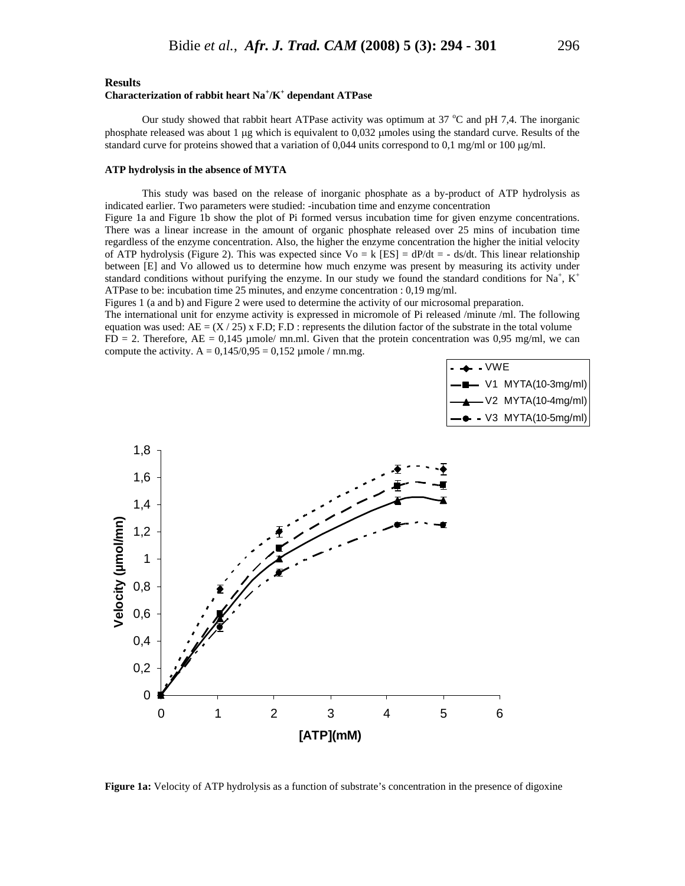## Results

### Characterization of rabbit heart $Na^+/K^+$ dependant ATPase

Our study showed that rabbit heart ATPase activity was optimum at 37 °C and pH 7,4. The inorganic phosphate released was about 1 µg which is equivalent to 0,032 µmoles using the standard curve. Results of the standard curve for proteins showed that a variation of 0,044 units correspond to 0,1 mg/ml or 100 µg/ml.

### ATP hydrolysis in the absence of MYTA

This study was based on the release of inorganic phosphate as a by-product of ATP hydrolysis as indicated earlier. Two parameters were studied: -incubation time and enzyme concentration

Figure 1a and Figure 1b show the plot of Pi formed versus incubation time for given enzyme concentrations. There was a linear increase in the amount of organic phosphate released over 25 mins of incubation time regardless of the enzyme concentration. Also, the higher the enzyme concentration the higher the initial velocity of ATP hydrolysis (Figure 2). This was expected since $Vo = k\,[ES] = dP/dt = -\,ds/dt$. This linear relationship between [E] and Vo allowed us to determine how much enzyme was present by measuring its activity under standard conditions without purifying the enzyme. In our study we found the standard conditions for $Na^+$, $K^+$ ATPase to be: incubation time 25 minutes, and enzyme concentration : 0,19 mg/ml.

Figures 1 (a and b) and Figure 2 were used to determine the activity of our microsomal preparation.

The international unit for enzyme activity is expressed in micromole of Pi released /minute /ml. The following equation was used: $AE = (X / 25) \times F.D$; F.D : represents the dilution factor of the substrate in the total volume FD = 2. Therefore, AE = 0,145 µmole/ mn.ml. Given that the protein concentration was 0,95 mg/ml, we can compute the activity. A = 0,145/0,95 = 0,152 µmole / mn.mg.

**Figure 1a:** Velocity of ATP hydrolysis as a function of substrate's concentration in the presence of digoxine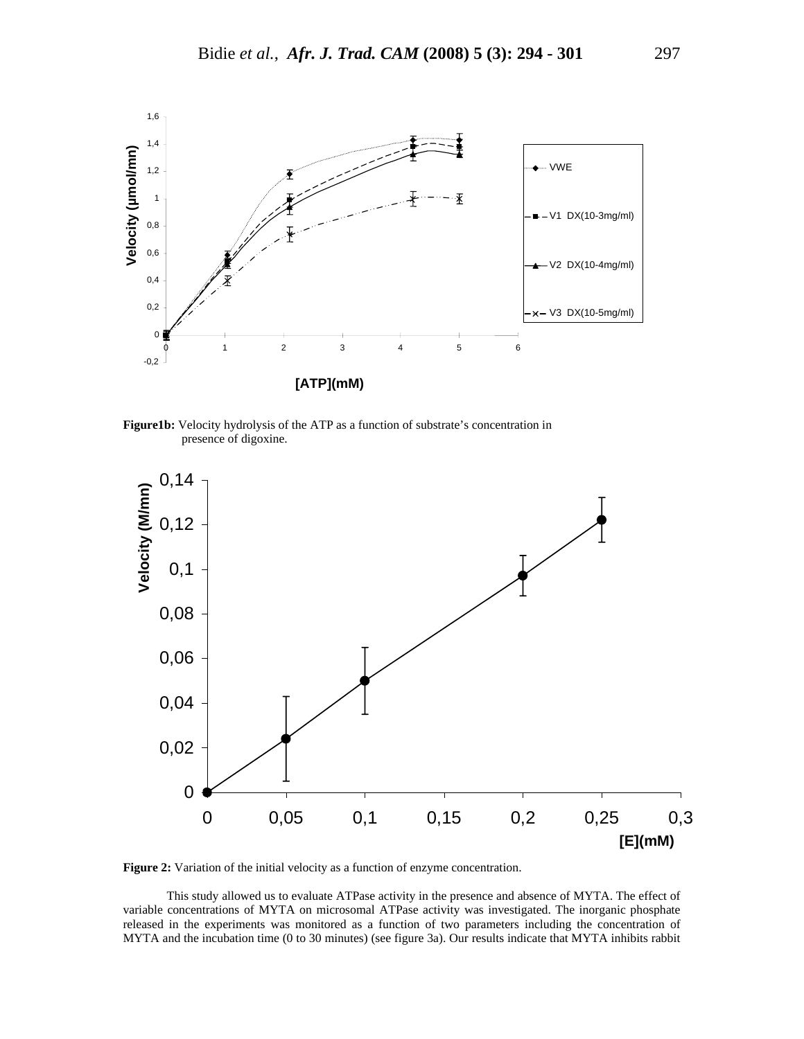**Figure1b:** Velocity hydrolysis of the ATP as a function of substrate's concentration in presence of digoxine.

**Figure 2:** Variation of the initial velocity as a function of enzyme concentration.

This study allowed us to evaluate ATPase activity in the presence and absence of MYTA. The effect of variable concentrations of MYTA on microsomal ATPase activity was investigated. The inorganic phosphate released in the experiments was monitored as a function of two parameters including the concentration of MYTA and the incubation time (0 to 30 minutes) (see figure 3a). Our results indicate that MYTA inhibits rabbit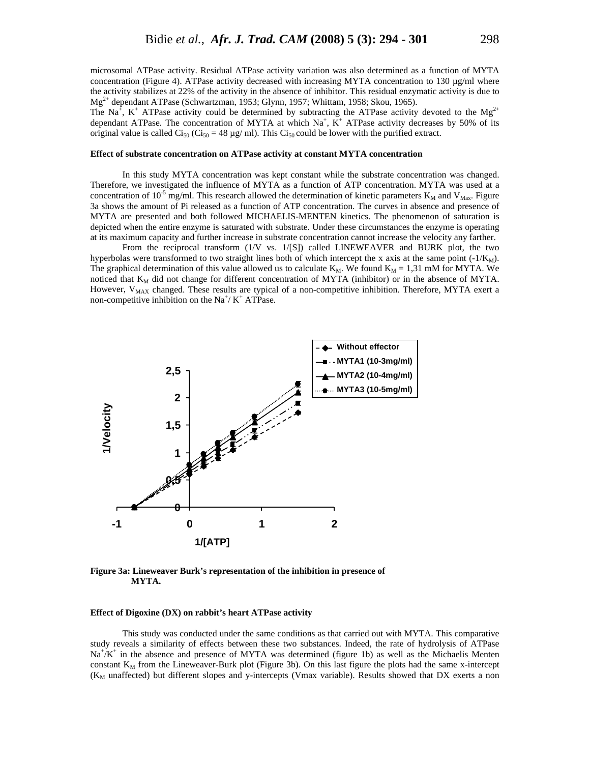microsomal ATPase activity. Residual ATPase activity variation was also determined as a function of MYTA concentration (Figure 4). ATPase activity decreased with increasing MYTA concentration to 130 µg/ml where the activity stabilizes at 22% of the activity in the absence of inhibitor. This residual enzymatic activity is due to $Mg^{2+}$ dependant ATPase (Schwartzman, 1953; Glynn, 1957; Whittam, 1958; Skou, 1965).

The $Na^+$, $K^+$ ATPase activity could be determined by subtracting the ATPase activity devoted to the $Mg^{2+}$ dependant ATPase. The concentration of MYTA at which $Na^+$, $K^+$ ATPase activity decreases by 50% of its original value is called $Ci_{50}$ ($Ci_{50}$ = 48 µg/ ml). This $Ci_{50}$ could be lower with the purified extract.

**Effect of substrate concentration on ATPase activity at constant MYTA concentration**

In this study MYTA concentration was kept constant while the substrate concentration was changed. Therefore, we investigated the influence of MYTA as a function of ATP concentration. MYTA was used at a concentration of $10^{-5}$ mg/ml. This research allowed the determination of kinetic parameters $K_M$ and $V_{Max}$. Figure 3a shows the amount of Pi released as a function of ATP concentration. The curves in absence and presence of MYTA are presented and both followed MICHAELIS-MENTEN kinetics. The phenomenon of saturation is depicted when the entire enzyme is saturated with substrate. Under these circumstances the enzyme is operating at its maximum capacity and further increase in substrate concentration cannot increase the velocity any farther.

From the reciprocal transform (1/V vs. 1/[S]) called LINEWEAVER and BURK plot, the two hyperbolas were transformed to two straight lines both of which intercept the x axis at the same point ($-1/K_M$). The graphical determination of this value allowed us to calculate $K_M$. We found $K_M$ = 1,31 mM for MYTA. We noticed that $K_M$ did not change for different concentration of MYTA (inhibitor) or in the absence of MYTA. However, $V_{MAX}$ changed. These results are typical of a non-competitive inhibition. Therefore, MYTA exert a non-competitive inhibition on the $Na^+$/ $K^+$ ATPase.

**Figure 3a: Lineweaver Burk's representation of the inhibition in presence of MYTA.**

**Effect of Digoxine (DX) on rabbit's heart ATPase activity**

This study was conducted under the same conditions as that carried out with MYTA. This comparative study reveals a similarity of effects between these two substances. Indeed, the rate of hydrolysis of ATPase $Na^+/K^+$ in the absence and presence of MYTA was determined (figure 1b) as well as the Michaelis Menten constant $K_M$ from the Lineweaver-Burk plot (Figure 3b). On this last figure the plots had the same x-intercept ($K_M$ unaffected) but different slopes and y-intercepts (Vmax variable). Results showed that DX exerts a non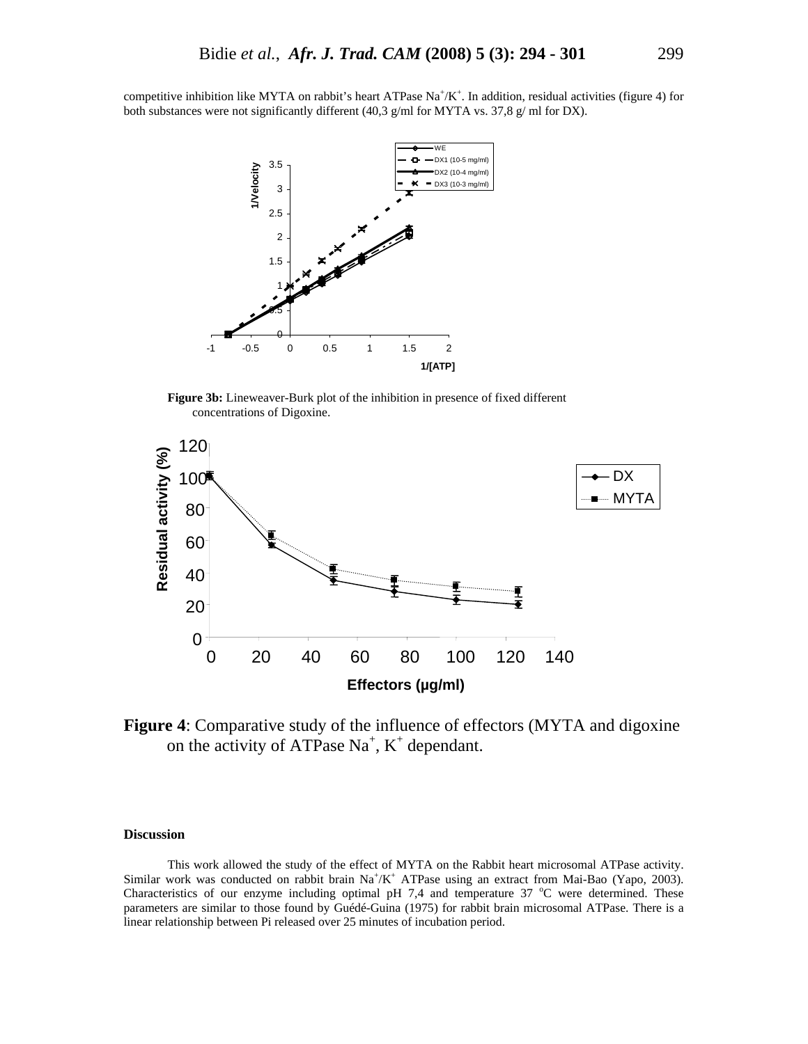competitive inhibition like MYTA on rabbit's heart ATPase $Na^+/K^+$. In addition, residual activities (figure 4) for both substances were not significantly different (40,3 g/ml for MYTA vs. 37,8 g/ ml for DX).

**Figure 3b:** Lineweaver-Burk plot of the inhibition in presence of fixed different concentrations of Digoxine.

**Figure 4**: Comparative study of the influence of effectors (MYTA and digoxine on the activity of ATPase $Na^+$, $K^+$ dependant.

### Discussion

This work allowed the study of the effect of MYTA on the Rabbit heart microsomal ATPase activity. Similar work was conducted on rabbit brain $Na^+/K^+$ ATPase using an extract from Mai-Bao (Yapo, 2003). Characteristics of our enzyme including optimal pH 7,4 and temperature 37 $^oC$ were determined. These parameters are similar to those found by Guédé-Guina (1975) for rabbit brain microsomal ATPase. There is a linear relationship between Pi released over 25 minutes of incubation period.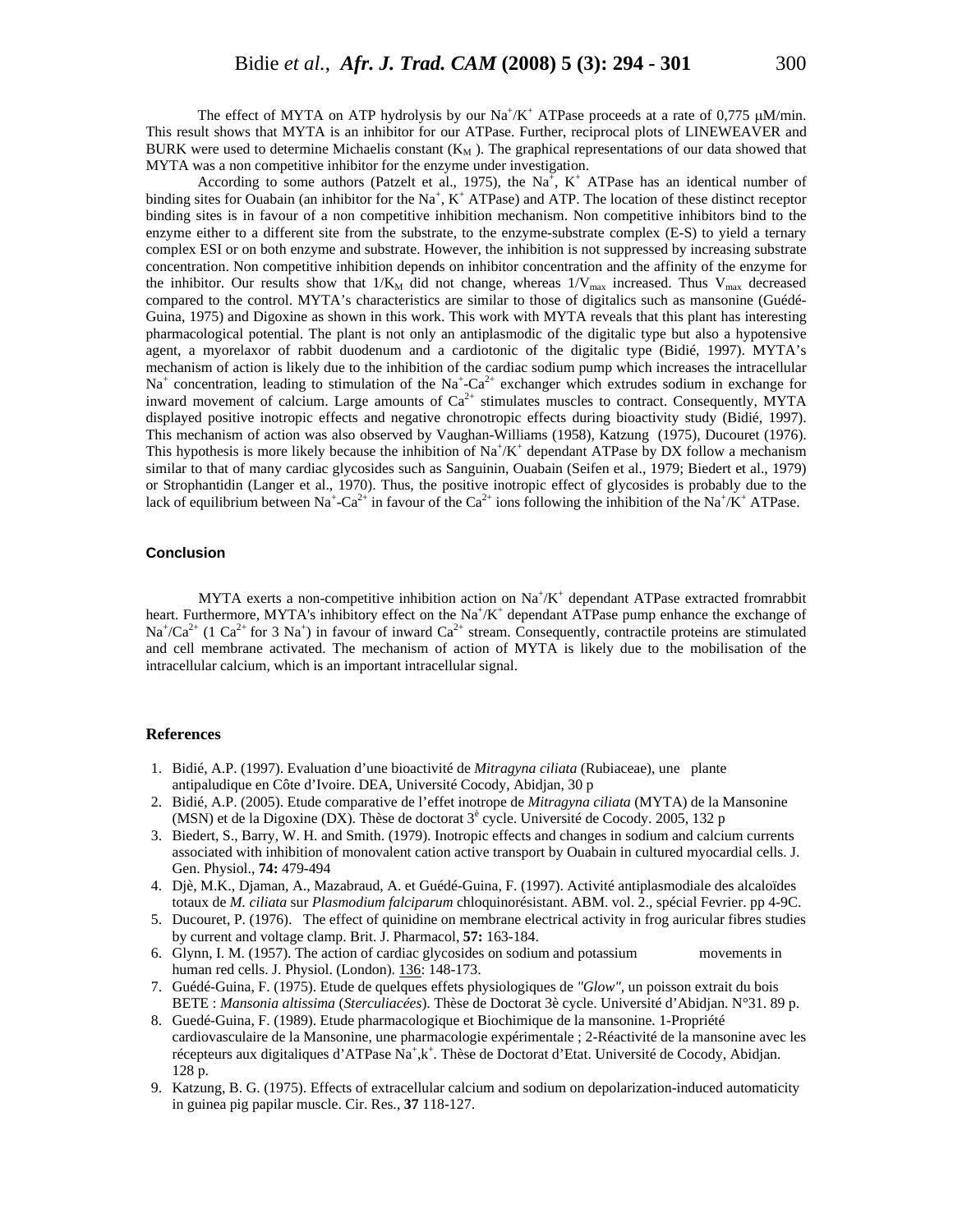The effect of MYTA on ATP hydrolysis by our $Na^+/K^+$ ATPase proceeds at a rate of 0,775 μM/min. This result shows that MYTA is an inhibitor for our ATPase. Further, reciprocal plots of LINEWEAVER and BURK were used to determine Michaelis constant ($K_M$ ). The graphical representations of our data showed that MYTA was a non competitive inhibitor for the enzyme under investigation.

According to some authors (Patzelt et al., 1975), the $Na^+$, $K^+$ ATPase has an identical number of binding sites for Ouabain (an inhibitor for the $Na^+$, $K^+$ ATPase) and ATP. The location of these distinct receptor binding sites is in favour of a non competitive inhibition mechanism. Non competitive inhibitors bind to the enzyme either to a different site from the substrate, to the enzyme-substrate complex (E-S) to yield a ternary complex ESI or on both enzyme and substrate. However, the inhibition is not suppressed by increasing substrate concentration. Non competitive inhibition depends on inhibitor concentration and the affinity of the enzyme for the inhibitor. Our results show that $1/K_M$ did not change, whereas $1/V_{max}$ increased. Thus $V_{max}$ decreased compared to the control. MYTA's characteristics are similar to those of digitalics such as mansonine (Guédé-Guina, 1975) and Digoxine as shown in this work. This work with MYTA reveals that this plant has interesting pharmacological potential. The plant is not only an antiplasmodic of the digitalic type but also a hypotensive agent, a myorelaxor of rabbit duodenum and a cardiotonic of the digitalic type (Bidié, 1997). MYTA's mechanism of action is likely due to the inhibition of the cardiac sodium pump which increases the intracellular $Na^+$ concentration, leading to stimulation of the $Na^+$-$Ca^{2+}$ exchanger which extrudes sodium in exchange for inward movement of calcium. Large amounts of $Ca^{2+}$ stimulates muscles to contract. Consequently, MYTA displayed positive inotropic effects and negative chronotropic effects during bioactivity study (Bidié, 1997). This mechanism of action was also observed by Vaughan-Williams (1958), Katzung (1975), Ducouret (1976). This hypothesis is more likely because the inhibition of $Na^+/K^+$ dependant ATPase by DX follow a mechanism similar to that of many cardiac glycosides such as Sanguinin, Ouabain (Seifen et al., 1979; Biedert et al., 1979) or Strophantidin (Langer et al., 1970). Thus, the positive inotropic effect of glycosides is probably due to the lack of equilibrium between $Na^+$-$Ca^{2+}$ in favour of the $Ca^{2+}$ ions following the inhibition of the $Na^+/K^+$ ATPase.

## Conclusion

MYTA exerts a non-competitive inhibition action on $Na^+/K^+$ dependant ATPase extracted fromrabbit heart. Furthermore, MYTA's inhibitory effect on the $Na^+/K^+$ dependant ATPase pump enhance the exchange of $Na^+/Ca^{2+}$ (1 $Ca^{2+}$ for 3 $Na^+$) in favour of inward $Ca^{2+}$ stream. Consequently, contractile proteins are stimulated and cell membrane activated. The mechanism of action of MYTA is likely due to the mobilisation of the intracellular calcium, which is an important intracellular signal.

## References

1. Bidié, A.P. (1997). Evaluation d'une bioactivité de *Mitragyna ciliata* (Rubiaceae), une plante antipaludique en Côte d'Ivoire. DEA, Université Cocody, Abidjan, 30 p
2. Bidié, A.P. (2005). Etude comparative de l'effet inotrope de *Mitragyna ciliata* (MYTA) de la Mansonine (MSN) et de la Digoxine (DX). Thèse de doctorat 3ê cycle. Université de Cocody. 2005, 132 p
3. Biedert, S., Barry, W. H. and Smith. (1979). Inotropic effects and changes in sodium and calcium currents associated with inhibition of monovalent cation active transport by Ouabain in cultured myocardial cells. J. Gen. Physiol., **74:** 479-494
4. Djè, M.K., Djaman, A., Mazabraud, A. et Guédé-Guina, F. (1997). Activité antiplasmodiale des alcaloïdes totaux de *M. ciliata* sur *Plasmodium falciparum* chloquinorésistant. ABM. vol. 2., spécial Fevrier. pp 4-9C.
5. Ducouret, P. (1976). The effect of quinidine on membrane electrical activity in frog auricular fibres studies by current and voltage clamp. Brit. J. Pharmacol, **57:** 163-184.
6. Glynn, I. M. (1957). The action of cardiac glycosides on sodium and potassium movements in human red cells. J. Physiol. (London). 136: 148-173.
7. Guédé-Guina, F. (1975). Etude de quelques effets physiologiques de *"Glow"*, un poisson extrait du bois BETE : *Mansonia altissima* (*Sterculiacées*). Thèse de Doctorat 3è cycle. Université d'Abidjan. N°31. 89 p.
8. Guedé-Guina, F. (1989). Etude pharmacologique et Biochimique de la mansonine. 1-Propriété cardiovasculaire de la Mansonine, une pharmacologie expérimentale ; 2-Réactivité de la mansonine avec les récepteurs aux digitaliques d'ATPase $Na^+,k^+$. Thèse de Doctorat d'Etat. Université de Cocody, Abidjan. 128 p.
9. Katzung, B. G. (1975). Effects of extracellular calcium and sodium on depolarization-induced automaticity in guinea pig papilar muscle. Cir. Res., **37** 118-127.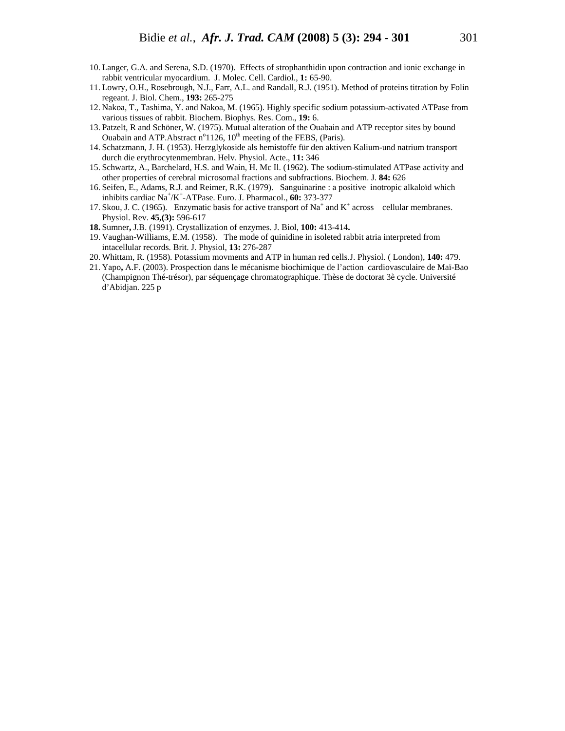10. Langer, G.A. and Serena, S.D. (1970). Effects of strophanthidin upon contraction and ionic exchange in rabbit ventricular myocardium. J. Molec. Cell. Cardiol., **1:** 65-90.
11. Lowry, O.H., Rosebrough, N.J., Farr, A.L. and Randall, R.J. (1951). Method of proteins titration by Folin regeant. J. Biol. Chem., **193:** 265-275
12. Nakoa, T., Tashima, Y. and Nakoa, M. (1965). Highly specific sodium potassium-activated ATPase from various tissues of rabbit. Biochem. Biophys. Res. Com., **19:** 6.
13. Patzelt, R and Schöner, W. (1975). Mutual alteration of the Ouabain and ATP receptor sites by bound Ouabain and ATP.Abstract n°1126, 10th meeting of the FEBS, (Paris).
14. Schatzmann, J. H. (1953). Herzglykoside als hemistoffe für den aktiven Kalium-und natrium transport durch die erythrocytenmembran. Helv. Physiol. Acte., **11:** 346
15. Schwartz, A., Barchelard, H.S. and Wain, H. Mc Il. (1962). The sodium-stimulated ATPase activity and other properties of cerebral microsomal fractions and subfractions. Biochem. J. **84:** 626
16. Seifen, E., Adams, R.J. and Reimer, R.K. (1979). Sanguinarine : a positive inotropic alkaloïd which inhibits cardiac $Na^+/K^+$-ATPase. Euro. J. Pharmacol., **60:** 373-377
17. Skou, J. C. (1965). Enzymatic basis for active transport of $Na^+$ and $K^+$ across cellular membranes. Physiol. Rev. **45,(3):** 596-617
18. Sumner**,** J.B. (1991). Crystallization of enzymes. J. Biol, **100:** 413-414**.**
19. Vaughan-Williams, E.M. (1958). The mode of quinidine in isoleted rabbit atria interpreted from intacellular records. Brit. J. Physiol, **13:** 276-287
20. Whittam, R. (1958). Potassium movments and ATP in human red cells.J. Physiol. ( London), **140:** 479.
21. Yapo**,** A.F. (2003). Prospection dans le mécanisme biochimique de l'action cardiovasculaire de Maï-Bao (Champignon Thé-trésor), par séquençage chromatographique. Thèse de doctorat 3è cycle. Université d'Abidjan. 225 p